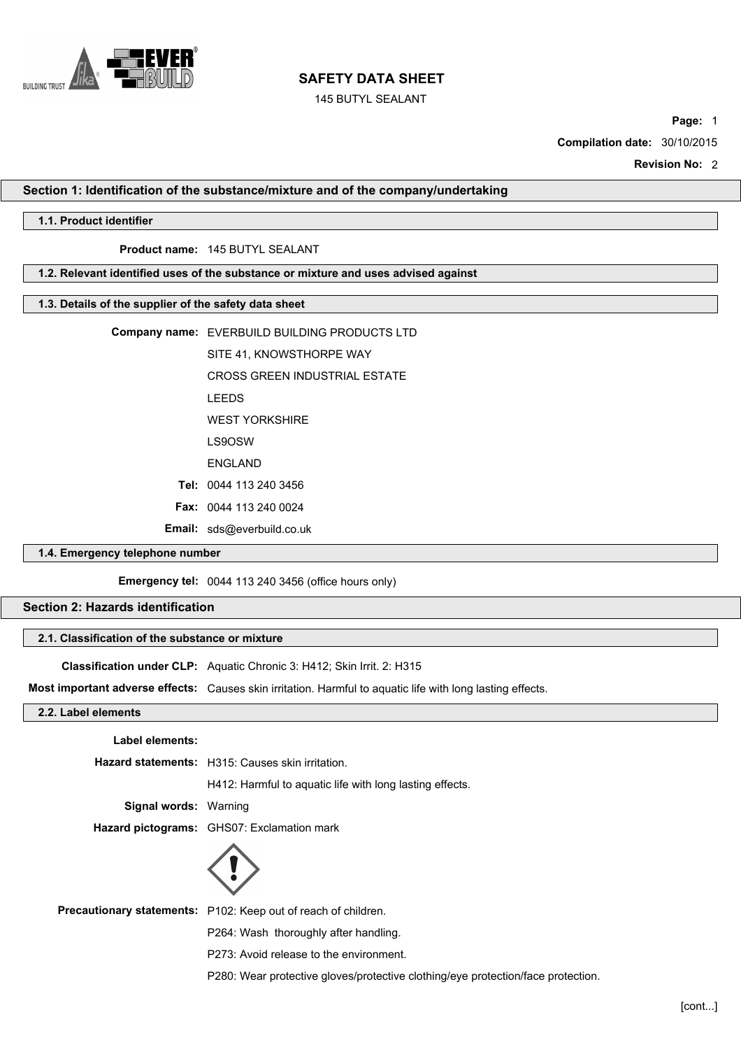# SAFETY DATA SHEET

145 BUTYL SEALANT

**Page:** 1

**Compilation date:** 30/10/2015

**Revision No:** 2

## Section 1: Identification of the substance/mixture and of the company/undertaking

### 1.1. Product identifier

**Product name:** 145 BUTYL SEALANT

### 1.2. Relevant identified uses of the substance or mixture and uses advised against

### 1.3. Details of the supplier of the safety data sheet

**Company name:** EVERBUILD BUILDING PRODUCTS LTD
SITE 41, KNOWSTHORPE WAY
CROSS GREEN INDUSTRIAL ESTATE
LEEDS
WEST YORKSHIRE
LS9OSW
ENGLAND

**Tel:** 0044 113 240 3456

**Fax:** 0044 113 240 0024

**Email:** sds@everbuild.co.uk

### 1.4. Emergency telephone number

**Emergency tel:** 0044 113 240 3456 (office hours only)

## Section 2: Hazards identification

### 2.1. Classification of the substance or mixture

**Classification under CLP:** Aquatic Chronic 3: H412; Skin Irrit. 2: H315

**Most important adverse effects:** Causes skin irritation. Harmful to aquatic life with long lasting effects.

### 2.2. Label elements

**Label elements:**

**Hazard statements:** H315: Causes skin irritation.
H412: Harmful to aquatic life with long lasting effects.

**Signal words:** Warning

**Hazard pictograms:** GHS07: Exclamation mark

**Precautionary statements:** P102: Keep out of reach of children.
P264: Wash thoroughly after handling.
P273: Avoid release to the environment.
P280: Wear protective gloves/protective clothing/eye protection/face protection.

[cont...]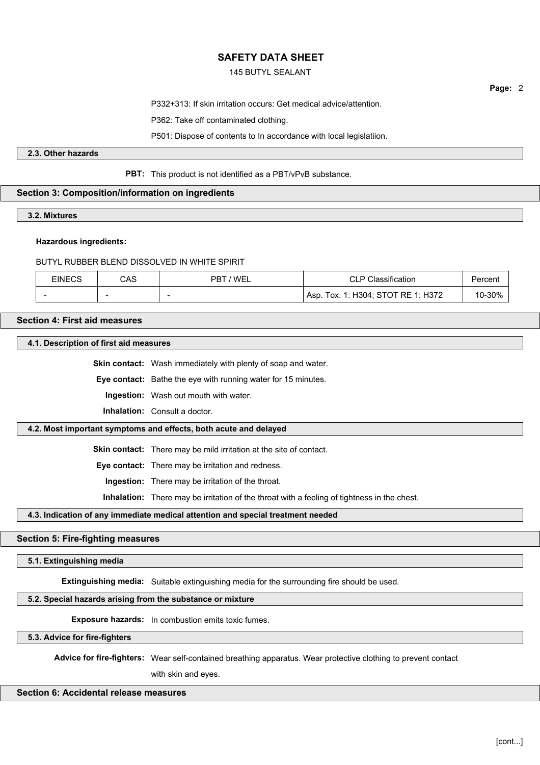P332+313: If skin irritation occurs: Get medical advice/attention.

P362: Take off contaminated clothing.

P501: Dispose of contents to In accordance with local legislatiion.

### 2.3. Other hazards

**PBT:** This product is not identified as a PBT/vPvB substance.

## Section 3: Composition/information on ingredients

### 3.2. Mixtures

**Hazardous ingredients:**

BUTYL RUBBER BLEND DISSOLVED IN WHITE SPIRIT

| EINECS | CAS | PBT / WEL | CLP Classification | Percent |
|---|---|---|---|---|
| - | - | - | Asp. Tox. 1: H304; STOT RE 1: H372 | 10-30% |

## Section 4: First aid measures

### 4.1. Description of first aid measures

**Skin contact:** Wash immediately with plenty of soap and water.

**Eye contact:** Bathe the eye with running water for 15 minutes.

**Ingestion:** Wash out mouth with water.

**Inhalation:** Consult a doctor.

### 4.2. Most important symptoms and effects, both acute and delayed

**Skin contact:** There may be mild irritation at the site of contact.

**Eye contact:** There may be irritation and redness.

**Ingestion:** There may be irritation of the throat.

**Inhalation:** There may be irritation of the throat with a feeling of tightness in the chest.

### 4.3. Indication of any immediate medical attention and special treatment needed

## Section 5: Fire-fighting measures

### 5.1. Extinguishing media

**Extinguishing media:** Suitable extinguishing media for the surrounding fire should be used.

### 5.2. Special hazards arising from the substance or mixture

**Exposure hazards:** In combustion emits toxic fumes.

### 5.3. Advice for fire-fighters

**Advice for fire-fighters:** Wear self-contained breathing apparatus. Wear protective clothing to prevent contact with skin and eyes.

## Section 6: Accidental release measures

[cont...]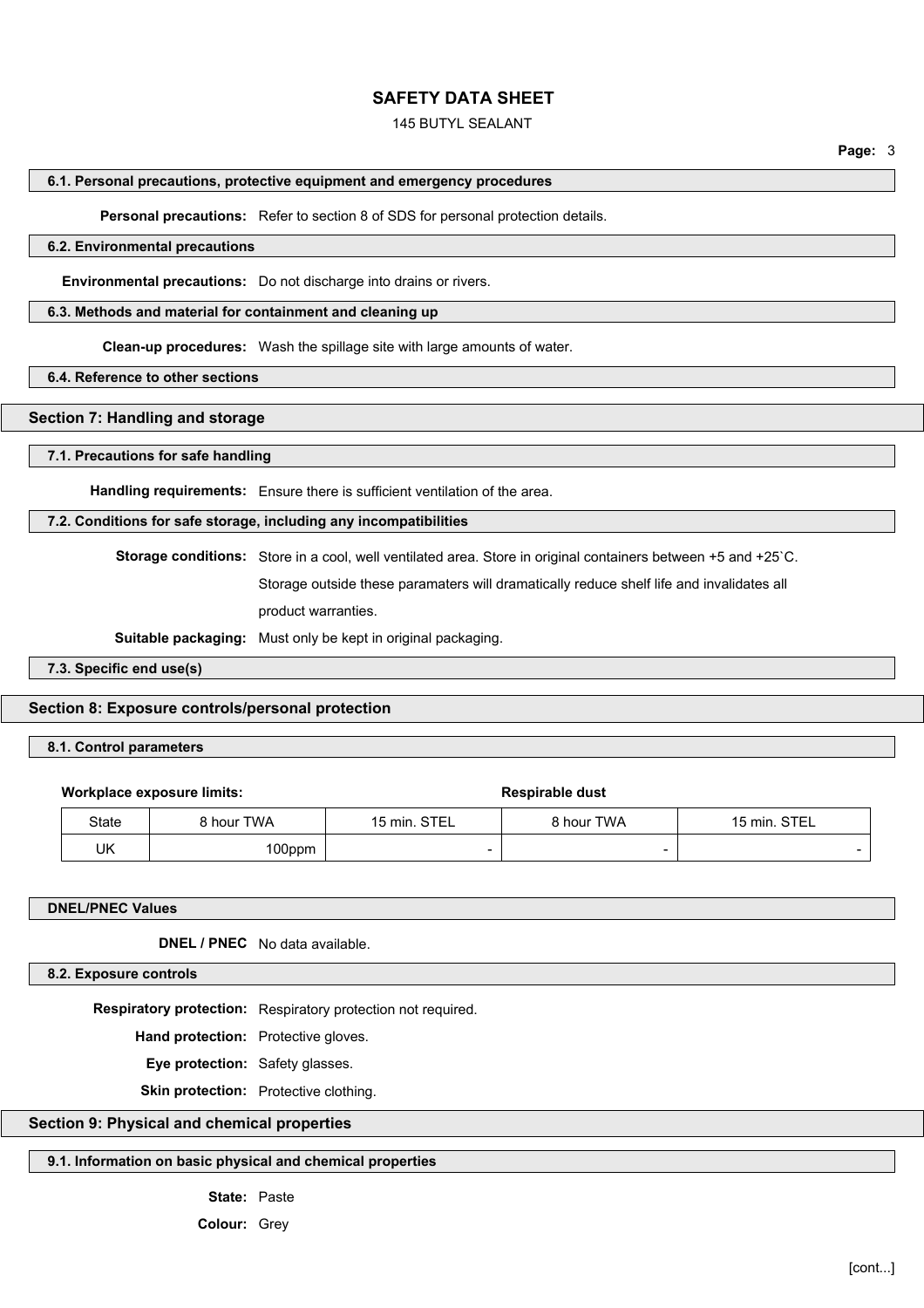### 6.1. Personal precautions, protective equipment and emergency procedures

**Personal precautions:** Refer to section 8 of SDS for personal protection details.

### 6.2. Environmental precautions

**Environmental precautions:** Do not discharge into drains or rivers.

### 6.3. Methods and material for containment and cleaning up

**Clean-up procedures:** Wash the spillage site with large amounts of water.

### 6.4. Reference to other sections

## Section 7: Handling and storage

### 7.1. Precautions for safe handling

**Handling requirements:** Ensure there is sufficient ventilation of the area.

### 7.2. Conditions for safe storage, including any incompatibilities

**Storage conditions:** Store in a cool, well ventilated area. Store in original containers between +5 and +25`C. Storage outside these paramaters will dramatically reduce shelf life and invalidates all product warranties.

**Suitable packaging:** Must only be kept in original packaging.

### 7.3. Specific end use(s)

## Section 8: Exposure controls/personal protection

### 8.1. Control parameters

**Workplace exposure limits:**

| | | | Respirable dust | |
|---|---|---|---|---|
| State | 8 hour TWA | 15 min. STEL | 8 hour TWA | 15 min. STEL |
| UK | 100ppm | - | - | - |

### DNEL/PNEC Values

**DNEL / PNEC** No data available.

### 8.2. Exposure controls

**Respiratory protection:** Respiratory protection not required.

**Hand protection:** Protective gloves.

**Eye protection:** Safety glasses.

**Skin protection:** Protective clothing.

## Section 9: Physical and chemical properties

### 9.1. Information on basic physical and chemical properties

**State:** Paste

**Colour:** Grey

[cont...]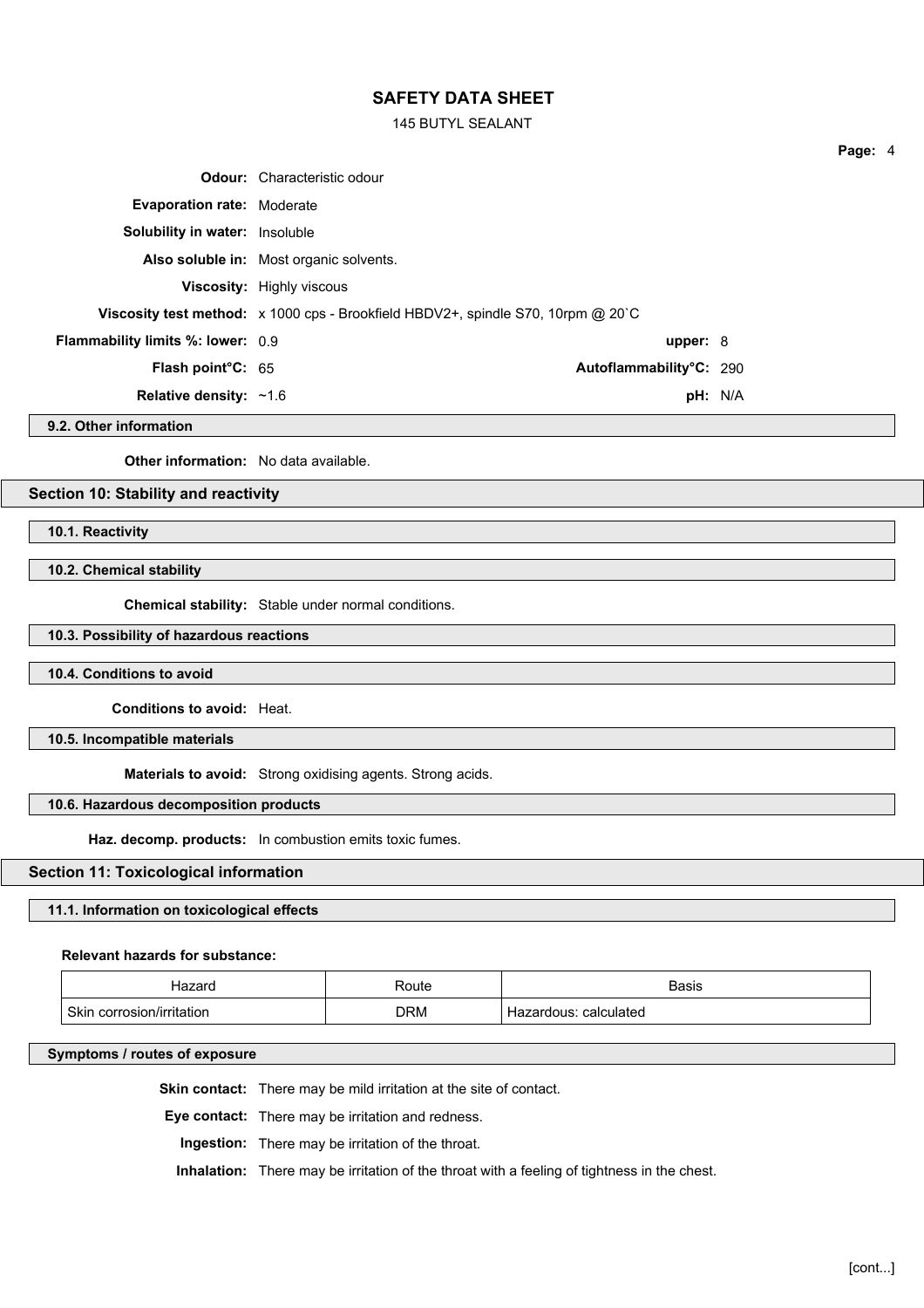**Odour:** Characteristic odour

**Evaporation rate:** Moderate

**Solubility in water:** Insoluble

**Also soluble in:** Most organic solvents.

**Viscosity:** Highly viscous

**Viscosity test method:** x 1000 cps - Brookfield HBDV2+, spindle S70, 10rpm @ 20`C

**Flammability limits %: lower:** 0.9 **upper:** 8

**Flash point°C:** 65 **Autoflammability°C:** 290

**Relative density:** ~1.6 **pH:** N/A

### 9.2. Other information

**Other information:** No data available.

## Section 10: Stability and reactivity

### 10.1. Reactivity

### 10.2. Chemical stability

**Chemical stability:** Stable under normal conditions.

### 10.3. Possibility of hazardous reactions

### 10.4. Conditions to avoid

**Conditions to avoid:** Heat.

### 10.5. Incompatible materials

**Materials to avoid:** Strong oxidising agents. Strong acids.

### 10.6. Hazardous decomposition products

**Haz. decomp. products:** In combustion emits toxic fumes.

## Section 11: Toxicological information

### 11.1. Information on toxicological effects

**Relevant hazards for substance:**

| Hazard | Route | Basis |
|---|---|---|
| Skin corrosion/irritation | DRM | Hazardous: calculated |

### Symptoms / routes of exposure

**Skin contact:** There may be mild irritation at the site of contact.

**Eye contact:** There may be irritation and redness.

**Ingestion:** There may be irritation of the throat.

**Inhalation:** There may be irritation of the throat with a feeling of tightness in the chest.

[cont...]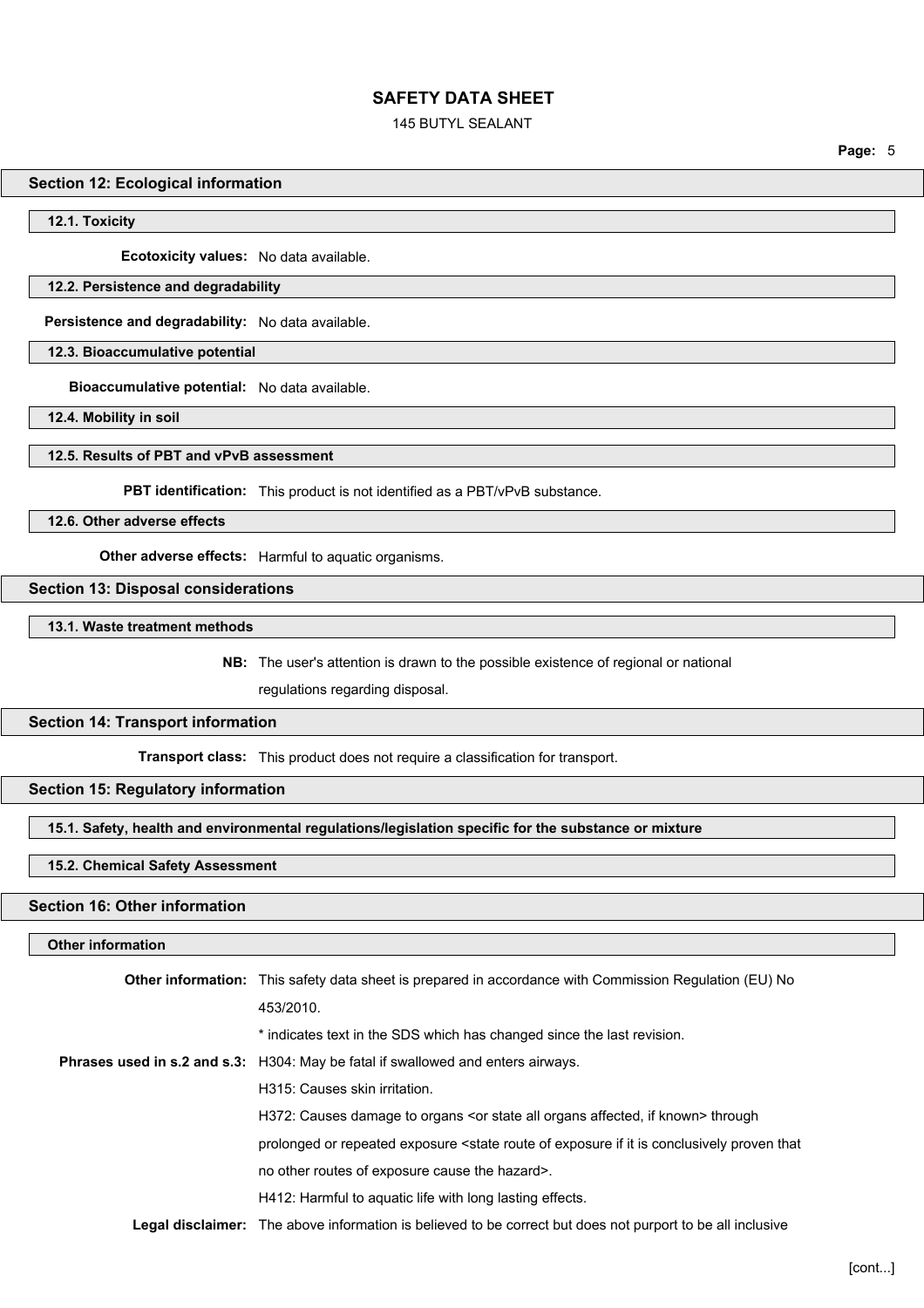## Section 12: Ecological information

### 12.1. Toxicity

**Ecotoxicity values:** No data available.

### 12.2. Persistence and degradability

**Persistence and degradability:** No data available.

### 12.3. Bioaccumulative potential

**Bioaccumulative potential:** No data available.

### 12.4. Mobility in soil

### 12.5. Results of PBT and vPvB assessment

**PBT identification:** This product is not identified as a PBT/vPvB substance.

### 12.6. Other adverse effects

**Other adverse effects:** Harmful to aquatic organisms.

## Section 13: Disposal considerations

### 13.1. Waste treatment methods

**NB:** The user's attention is drawn to the possible existence of regional or national regulations regarding disposal.

## Section 14: Transport information

**Transport class:** This product does not require a classification for transport.

## Section 15: Regulatory information

### 15.1. Safety, health and environmental regulations/legislation specific for the substance or mixture

### 15.2. Chemical Safety Assessment

## Section 16: Other information

### Other information

**Other information:** This safety data sheet is prepared in accordance with Commission Regulation (EU) No 453/2010.

* indicates text in the SDS which has changed since the last revision.

**Phrases used in s.2 and s.3:** H304: May be fatal if swallowed and enters airways.

H315: Causes skin irritation.

H372: Causes damage to organs <or state all organs affected, if known> through prolonged or repeated exposure <state route of exposure if it is conclusively proven that no other routes of exposure cause the hazard>.

H412: Harmful to aquatic life with long lasting effects.

**Legal disclaimer:** The above information is believed to be correct but does not purport to be all inclusive

[cont...]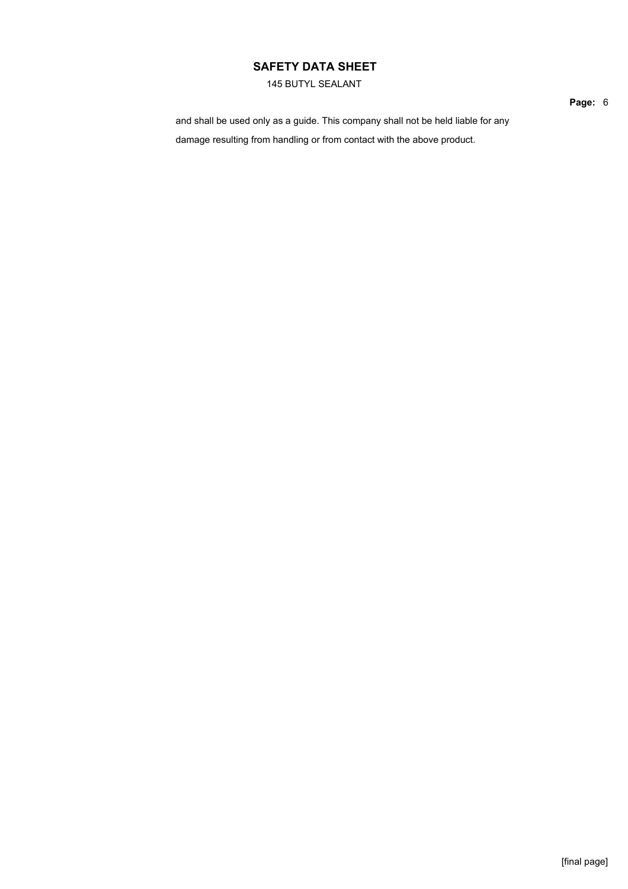and shall be used only as a guide. This company shall not be held liable for any damage resulting from handling or from contact with the above product.

[final page]